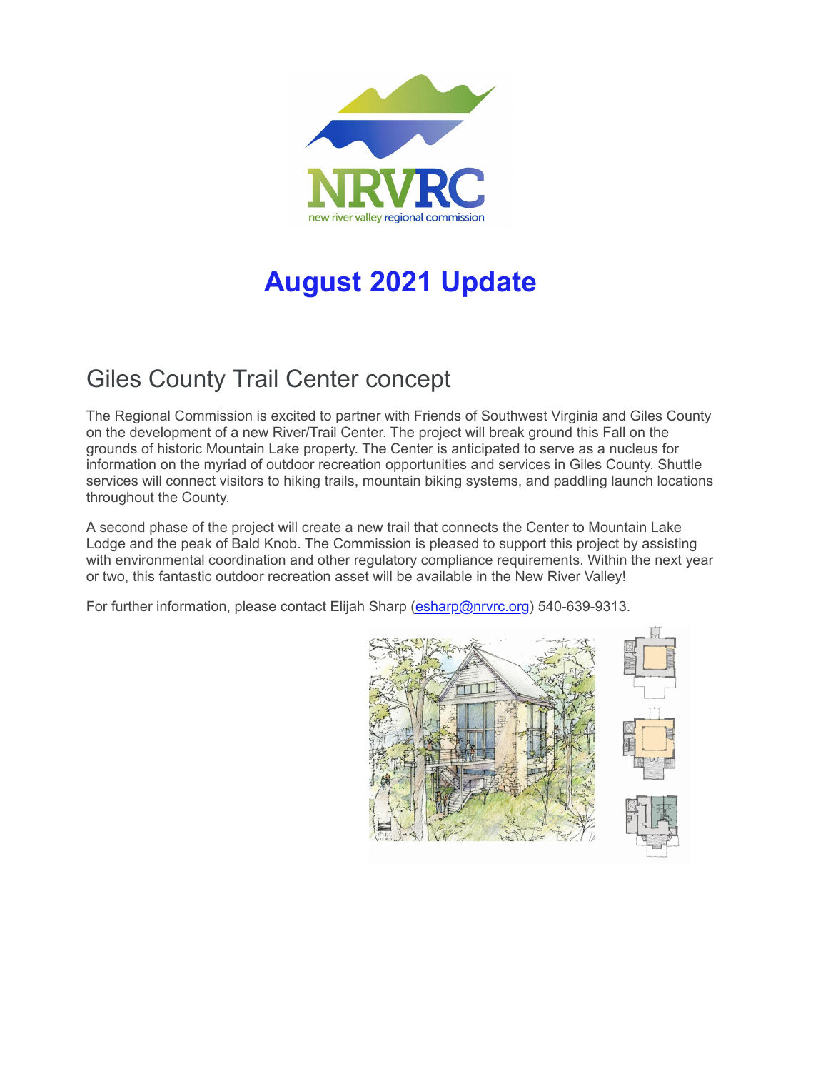# August 2021 Update

## Giles County Trail Center concept

The Regional Commission is excited to partner with Friends of Southwest Virginia and Giles County on the development of a new River/Trail Center. The project will break ground this Fall on the grounds of historic Mountain Lake property. The Center is anticipated to serve as a nucleus for information on the myriad of outdoor recreation opportunities and services in Giles County. Shuttle services will connect visitors to hiking trails, mountain biking systems, and paddling launch locations throughout the County.

A second phase of the project will create a new trail that connects the Center to Mountain Lake Lodge and the peak of Bald Knob. The Commission is pleased to support this project by assisting with environmental coordination and other regulatory compliance requirements. Within the next year or two, this fantastic outdoor recreation asset will be available in the New River Valley!

For further information, please contact Elijah Sharp (esharp@nrvrc.org) 540-639-9313.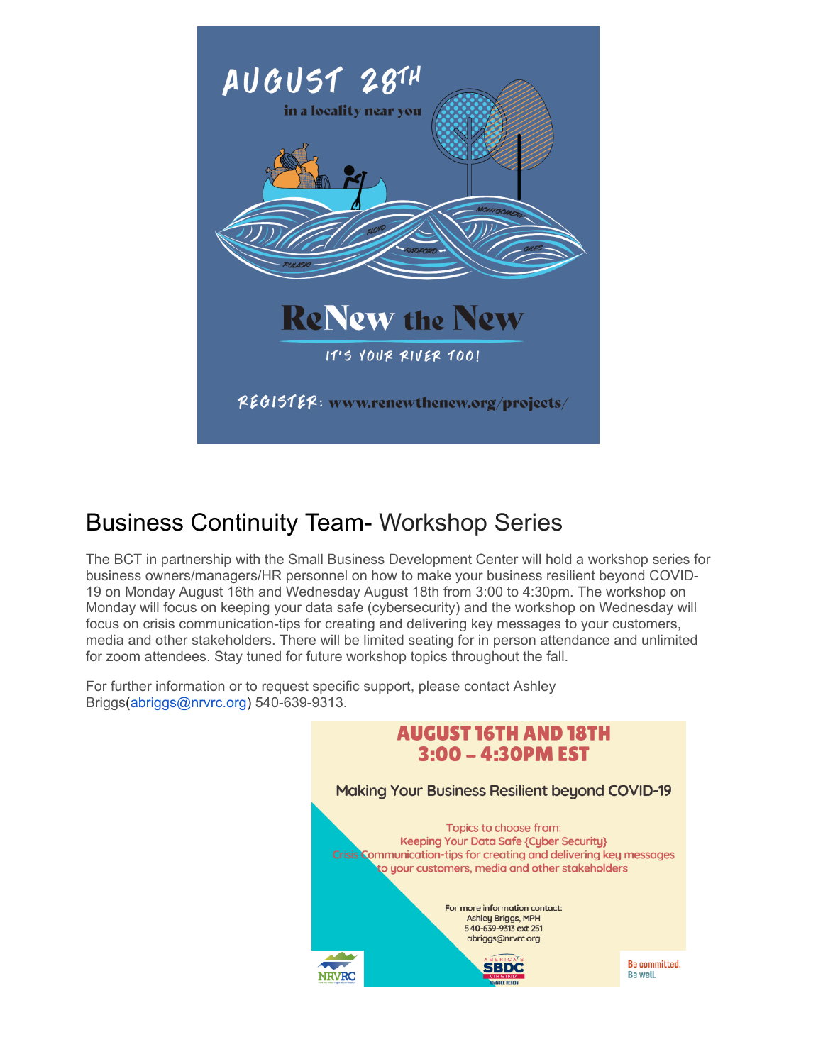AUGUST 28TH

in a locality near you

ReNew the New

IT'S YOUR RIVER TOO!

REGISTER: www.renewthenew.org/projects/

## Business Continuity Team- Workshop Series

The BCT in partnership with the Small Business Development Center will hold a workshop series for business owners/managers/HR personnel on how to make your business resilient beyond COVID-19 on Monday August 16th and Wednesday August 18th from 3:00 to 4:30pm. The workshop on Monday will focus on keeping your data safe (cybersecurity) and the workshop on Wednesday will focus on crisis communication-tips for creating and delivering key messages to your customers, media and other stakeholders. There will be limited seating for in person attendance and unlimited for zoom attendees. Stay tuned for future workshop topics throughout the fall.

For further information or to request specific support, please contact Ashley Briggs(abriggs@nrvrc.org) 540-639-9313.

**AUGUST 16TH AND 18TH**
**3:00 – 4:30PM EST**

Making Your Business Resilient beyond COVID-19

Topics to choose from:
Keeping Your Data Safe {Cyber Security}
Crisis Communication-tips for creating and delivering key messages to your customers, media and other stakeholders

For more information contact:
Ashley Briggs, MPH
540-639-9313 ext 251
abriggs@nrvrc.org

NRVRC

America's SBDC Virginia

Be committed.
Be well.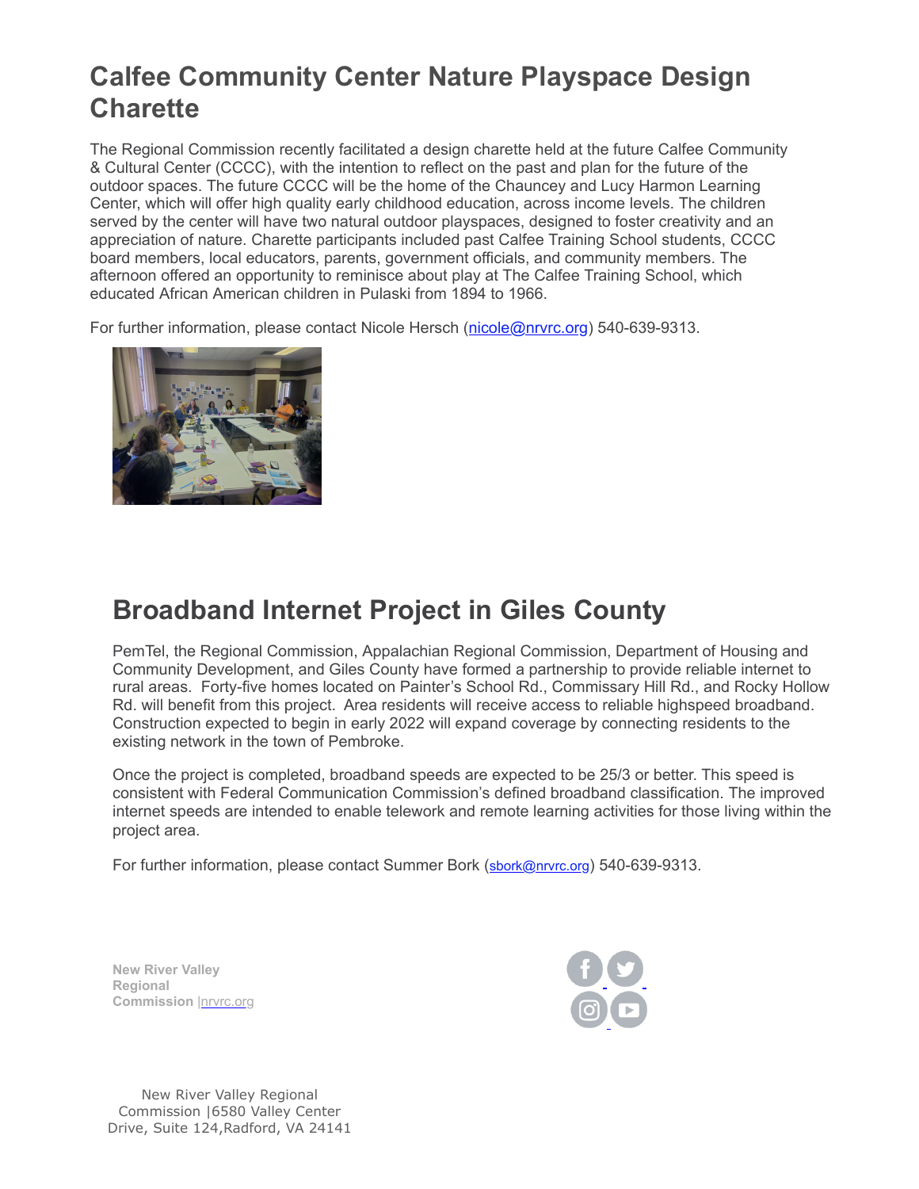# Calfee Community Center Nature Playspace Design Charette

The Regional Commission recently facilitated a design charette held at the future Calfee Community & Cultural Center (CCCC), with the intention to reflect on the past and plan for the future of the outdoor spaces. The future CCCC will be the home of the Chauncey and Lucy Harmon Learning Center, which will offer high quality early childhood education, across income levels. The children served by the center will have two natural outdoor playspaces, designed to foster creativity and an appreciation of nature. Charette participants included past Calfee Training School students, CCCC board members, local educators, parents, government officials, and community members. The afternoon offered an opportunity to reminisce about play at The Calfee Training School, which educated African American children in Pulaski from 1894 to 1966.

For further information, please contact Nicole Hersch (nicole@nrvrc.org) 540-639-9313.

# Broadband Internet Project in Giles County

PemTel, the Regional Commission, Appalachian Regional Commission, Department of Housing and Community Development, and Giles County have formed a partnership to provide reliable internet to rural areas. Forty-five homes located on Painter's School Rd., Commissary Hill Rd., and Rocky Hollow Rd. will benefit from this project. Area residents will receive access to reliable highspeed broadband. Construction expected to begin in early 2022 will expand coverage by connecting residents to the existing network in the town of Pembroke.

Once the project is completed, broadband speeds are expected to be 25/3 or better. This speed is consistent with Federal Communication Commission's defined broadband classification. The improved internet speeds are intended to enable telework and remote learning activities for those living within the project area.

For further information, please contact Summer Bork (sbork@nrvrc.org) 540-639-9313.

**New River Valley Regional Commission** | nrvrc.org

New River Valley Regional Commission | 6580 Valley Center Drive, Suite 124, Radford, VA 24141